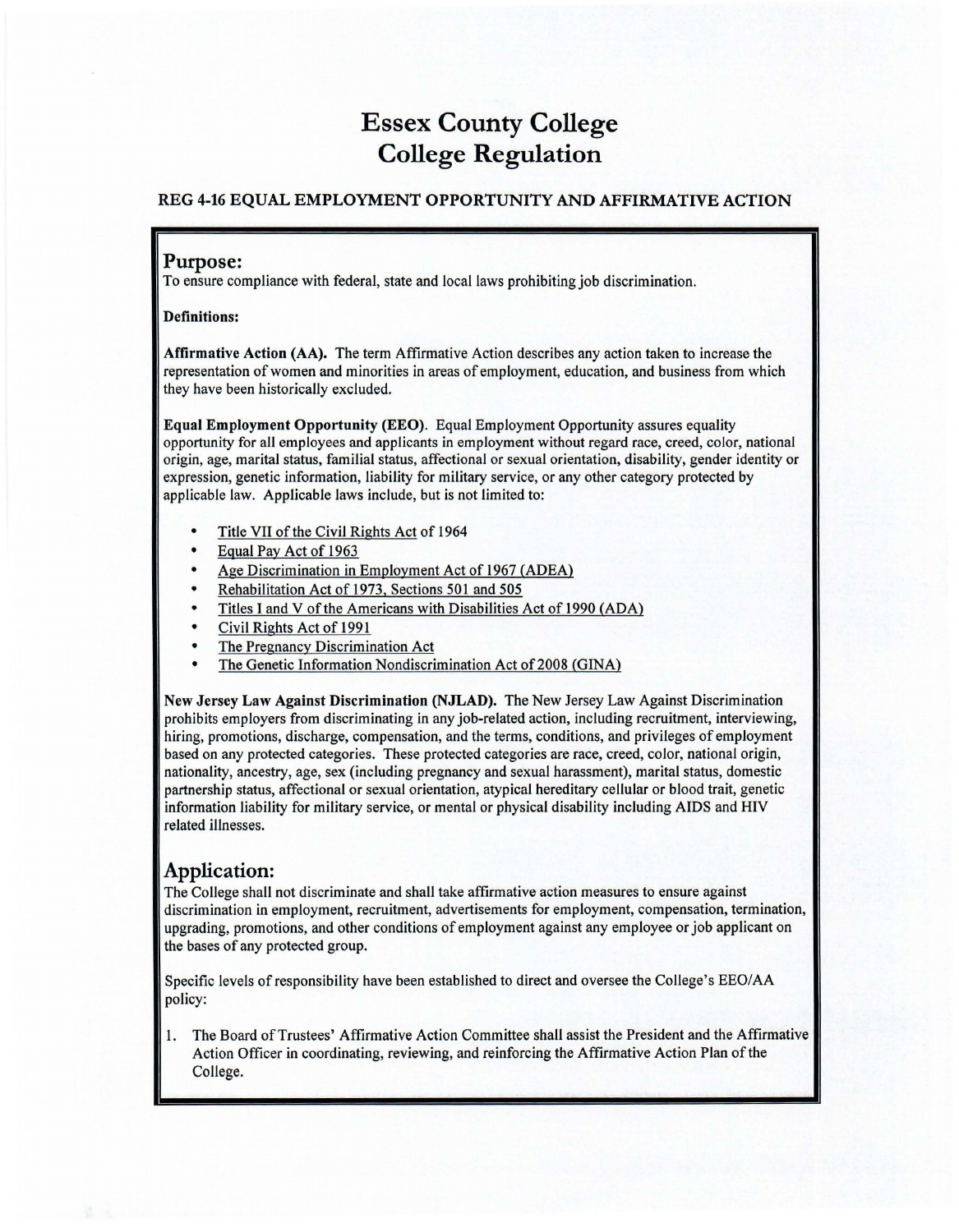# Essex County College
# College Regulation

### REG 4-16 EQUAL EMPLOYMENT OPPORTUNITY AND AFFIRMATIVE ACTION

## Purpose:

To ensure compliance with federal, state and local laws prohibiting job discrimination.

**Definitions:**

**Affirmative Action (AA).** The term Affirmative Action describes any action taken to increase the representation of women and minorities in areas of employment, education, and business from which they have been historically excluded.

**Equal Employment Opportunity (EEO)**. Equal Employment Opportunity assures equality opportunity for all employees and applicants in employment without regard race, creed, color, national origin, age, marital status, familial status, affectional or sexual orientation, disability, gender identity or expression, genetic information, liability for military service, or any other category protected by applicable law. Applicable laws include, but is not limited to:

- Title VII of the Civil Rights Act of 1964
- Equal Pay Act of 1963
- Age Discrimination in Employment Act of 1967 (ADEA)
- Rehabilitation Act of 1973, Sections 501 and 505
- Titles I and V of the Americans with Disabilities Act of 1990 (ADA)
- Civil Rights Act of 1991
- The Pregnancy Discrimination Act
- The Genetic Information Nondiscrimination Act of 2008 (GINA)

**New Jersey Law Against Discrimination (NJLAD).** The New Jersey Law Against Discrimination prohibits employers from discriminating in any job-related action, including recruitment, interviewing, hiring, promotions, discharge, compensation, and the terms, conditions, and privileges of employment based on any protected categories. These protected categories are race, creed, color, national origin, nationality, ancestry, age, sex (including pregnancy and sexual harassment), marital status, domestic partnership status, affectional or sexual orientation, atypical hereditary cellular or blood trait, genetic information liability for military service, or mental or physical disability including AIDS and HIV related illnesses.

## Application:

The College shall not discriminate and shall take affirmative action measures to ensure against discrimination in employment, recruitment, advertisements for employment, compensation, termination, upgrading, promotions, and other conditions of employment against any employee or job applicant on the bases of any protected group.

Specific levels of responsibility have been established to direct and oversee the College's EEO/AA policy:

1. The Board of Trustees' Affirmative Action Committee shall assist the President and the Affirmative Action Officer in coordinating, reviewing, and reinforcing the Affirmative Action Plan of the College.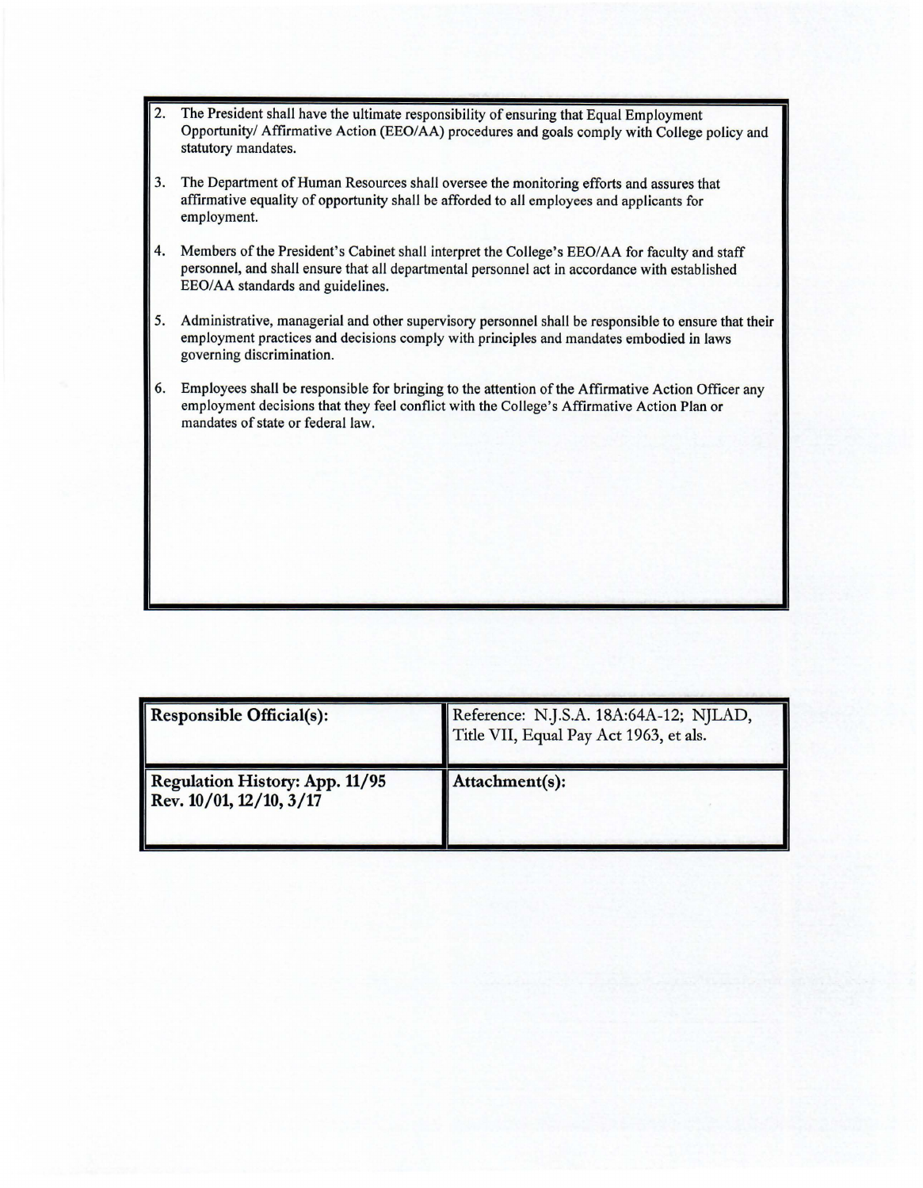2. The President shall have the ultimate responsibility of ensuring that Equal Employment Opportunity/ Affirmative Action (EEO/AA) procedures and goals comply with College policy and statutory mandates.

3. The Department of Human Resources shall oversee the monitoring efforts and assures that affirmative equality of opportunity shall be afforded to all employees and applicants for employment.

4. Members of the President's Cabinet shall interpret the College's EEO/AA for faculty and staff personnel, and shall ensure that all departmental personnel act in accordance with established EEO/AA standards and guidelines.

5. Administrative, managerial and other supervisory personnel shall be responsible to ensure that their employment practices and decisions comply with principles and mandates embodied in laws governing discrimination.

6. Employees shall be responsible for bringing to the attention of the Affirmative Action Officer any employment decisions that they feel conflict with the College's Affirmative Action Plan or mandates of state or federal law.

| | |
|---|---|
| **Responsible Official(s):** | Reference: N.J.S.A. 18A:64A-12; NJLAD, Title VII, Equal Pay Act 1963, et als. |
| **Regulation History: App. 11/95 Rev. 10/01, 12/10, 3/17** | **Attachment(s):** |